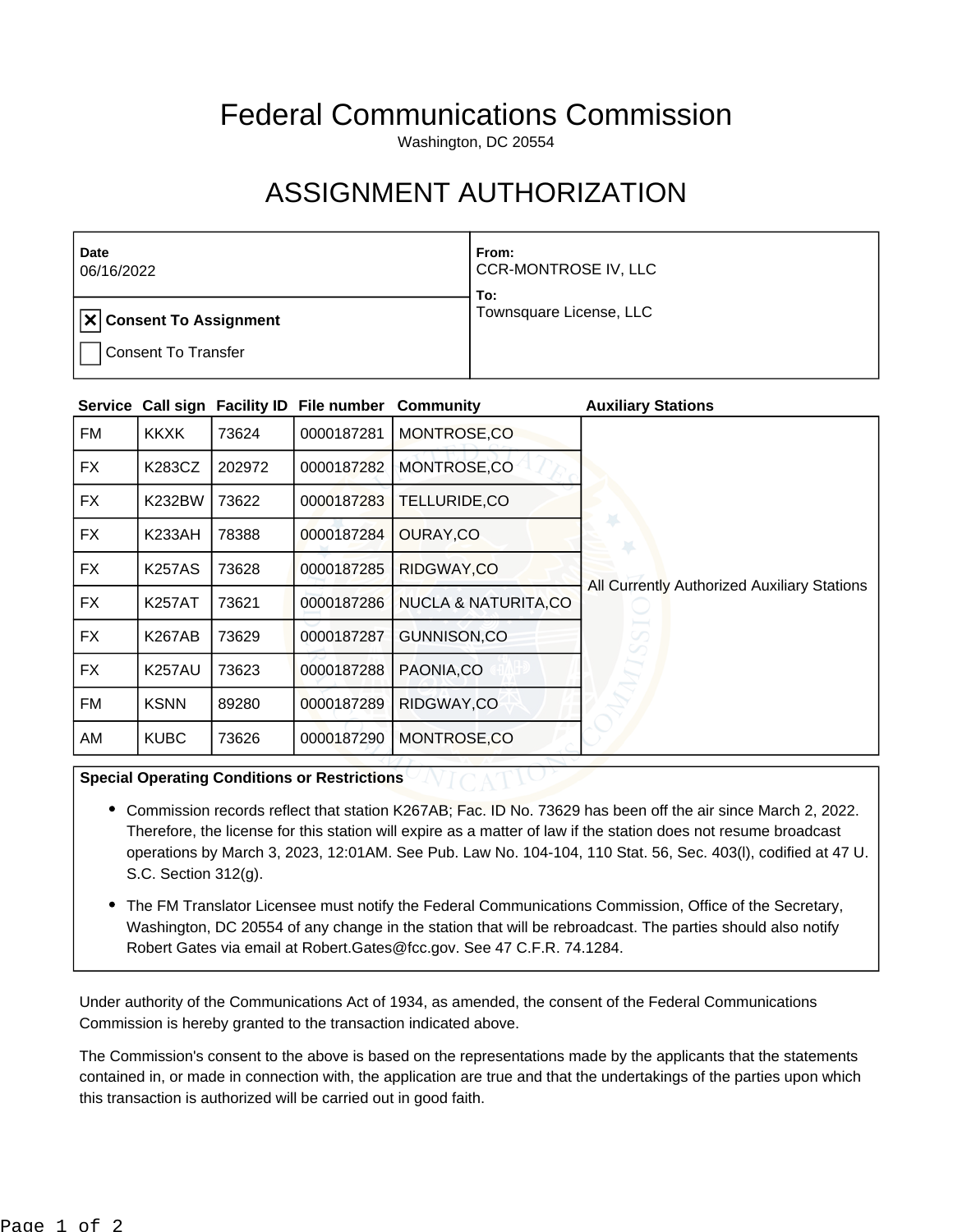# Federal Communications Commission

Washington, DC 20554

# ASSIGNMENT AUTHORIZATION

| Date | From: |
|---|---|
| 06/16/2022 | CCR-MONTROSE IV, LLC |
| ☒ Consent To Assignment | To: |
| ☐ Consent To Transfer | Townsquare License, LLC |

| Service | Call sign | Facility ID | File number | Community | Auxiliary Stations |
|---|---|---|---|---|---|
| FM | KKXK | 73624 | 0000187281 | MONTROSE,CO | All Currently Authorized Auxiliary Stations |
| FX | K283CZ | 202972 | 0000187282 | MONTROSE,CO | |
| FX | K232BW | 73622 | 0000187283 | TELLURIDE,CO | |
| FX | K233AH | 78388 | 0000187284 | OURAY,CO | |
| FX | K257AS | 73628 | 0000187285 | RIDGWAY,CO | |
| FX | K257AT | 73621 | 0000187286 | NUCLA & NATURITA,CO | |
| FX | K267AB | 73629 | 0000187287 | GUNNISON,CO | |
| FX | K257AU | 73623 | 0000187288 | PAONIA,CO | |
| FM | KSNN | 89280 | 0000187289 | RIDGWAY,CO | |
| AM | KUBC | 73626 | 0000187290 | MONTROSE,CO | |

**Special Operating Conditions or Restrictions**

- Commission records reflect that station K267AB; Fac. ID No. 73629 has been off the air since March 2, 2022. Therefore, the license for this station will expire as a matter of law if the station does not resume broadcast operations by March 3, 2023, 12:01AM. See Pub. Law No. 104-104, 110 Stat. 56, Sec. 403(l), codified at 47 U.S.C. Section 312(g).
- The FM Translator Licensee must notify the Federal Communications Commission, Office of the Secretary, Washington, DC 20554 of any change in the station that will be rebroadcast. The parties should also notify Robert Gates via email at Robert.Gates@fcc.gov. See 47 C.F.R. 74.1284.

Under authority of the Communications Act of 1934, as amended, the consent of the Federal Communications Commission is hereby granted to the transaction indicated above.

The Commission's consent to the above is based on the representations made by the applicants that the statements contained in, or made in connection with, the application are true and that the undertakings of the parties upon which this transaction is authorized will be carried out in good faith.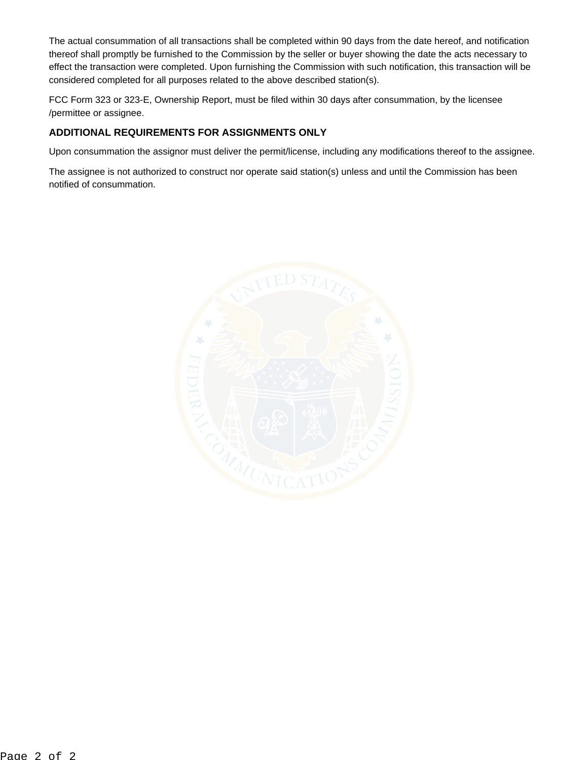The actual consummation of all transactions shall be completed within 90 days from the date hereof, and notification thereof shall promptly be furnished to the Commission by the seller or buyer showing the date the acts necessary to effect the transaction were completed. Upon furnishing the Commission with such notification, this transaction will be considered completed for all purposes related to the above described station(s).

FCC Form 323 or 323-E, Ownership Report, must be filed within 30 days after consummation, by the licensee /permittee or assignee.

**ADDITIONAL REQUIREMENTS FOR ASSIGNMENTS ONLY**

Upon consummation the assignor must deliver the permit/license, including any modifications thereof to the assignee.

The assignee is not authorized to construct nor operate said station(s) unless and until the Commission has been notified of consummation.